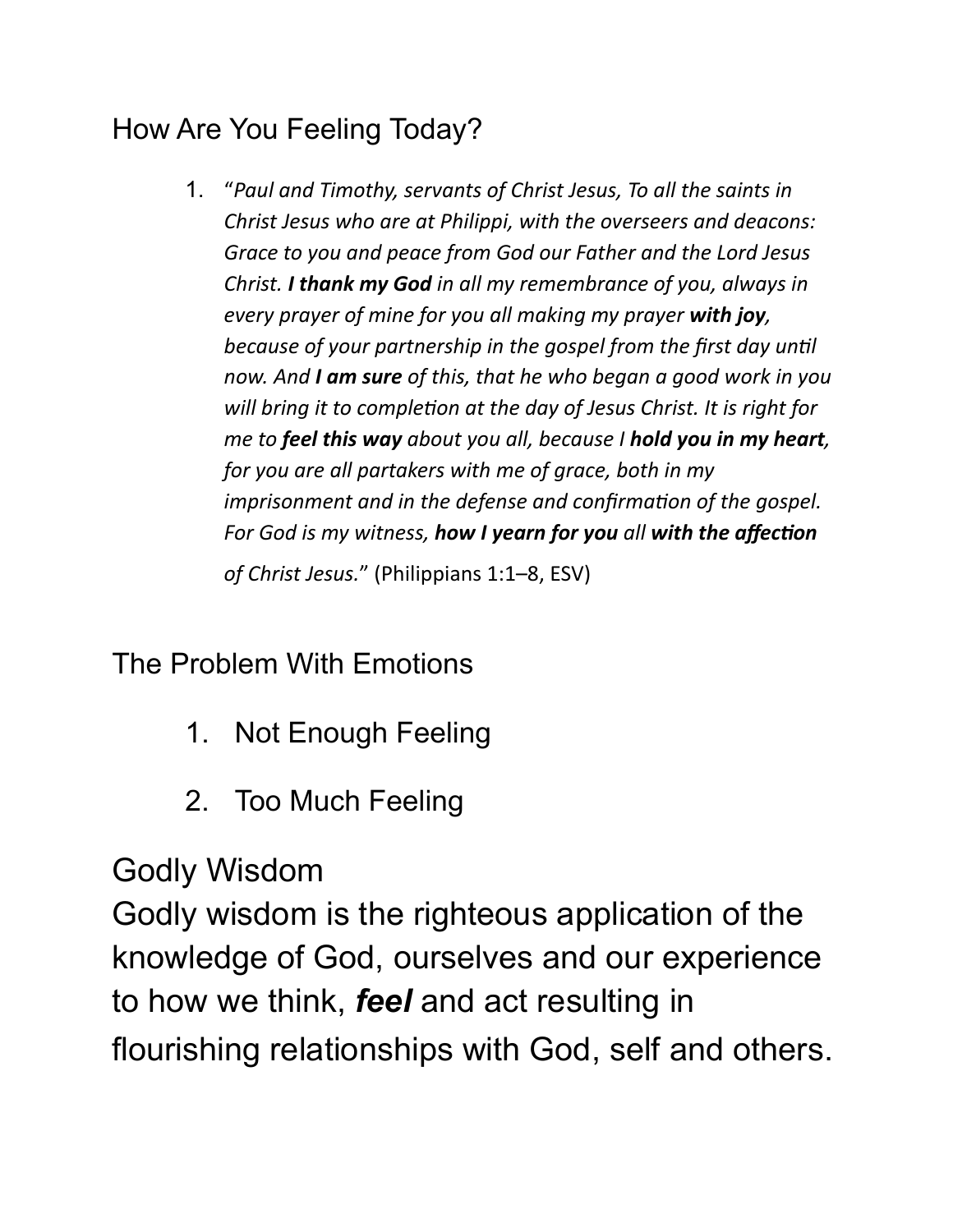## How Are You Feeling Today?

1. "*Paul and Timothy, servants of Christ Jesus, To all the saints in Christ Jesus who are at Philippi, with the overseers and deacons: Grace to you and peace from God our Father and the Lord Jesus Christ. **I thank my God** in all my remembrance of you, always in every prayer of mine for you all making my prayer **with joy**, because of your partnership in the gospel from the first day until now. And **I am sure** of this, that he who began a good work in you will bring it to completion at the day of Jesus Christ. It is right for me to **feel this way** about you all, because I **hold you in my heart**, for you are all partakers with me of grace, both in my imprisonment and in the defense and confirmation of the gospel. For God is my witness, **how I yearn for you** all **with the affection** of Christ Jesus.*" (Philippians 1:1–8, ESV)

## The Problem With Emotions

1. Not Enough Feeling
2. Too Much Feeling

## Godly Wisdom

Godly wisdom is the righteous application of the knowledge of God, ourselves and our experience to how we think, ***feel*** and act resulting in flourishing relationships with God, self and others.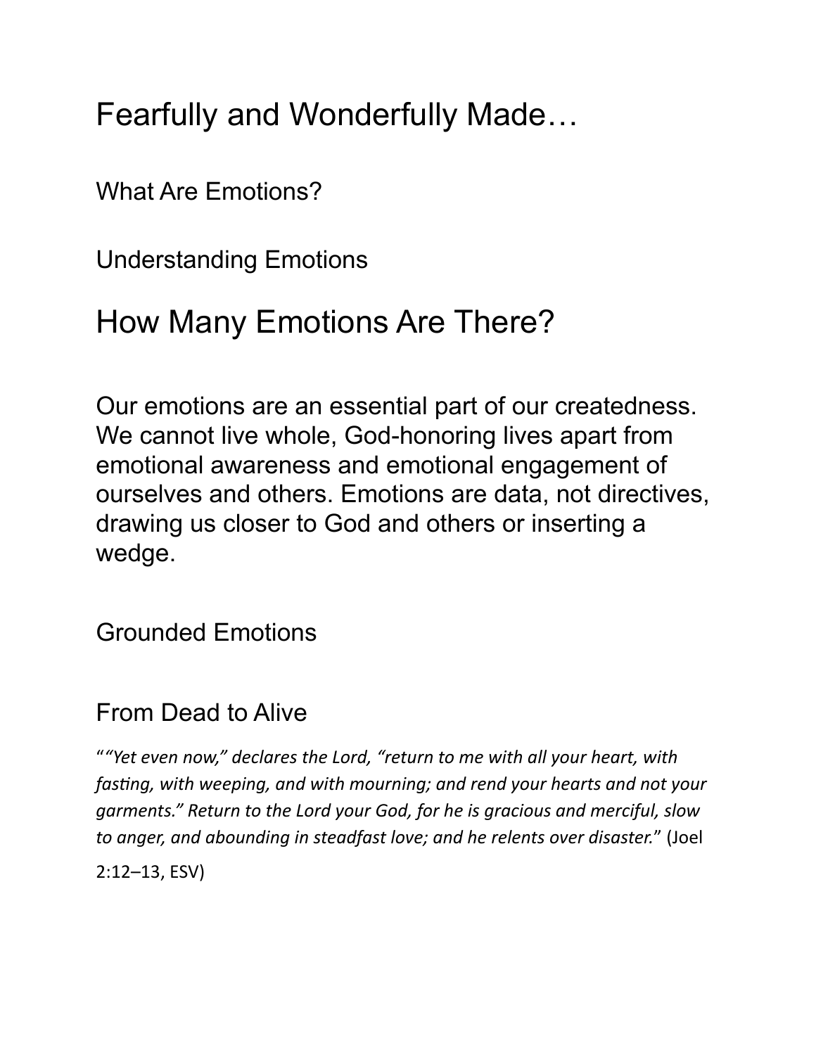# Fearfully and Wonderfully Made…

## What Are Emotions?

## Understanding Emotions

# How Many Emotions Are There?

Our emotions are an essential part of our createdness. We cannot live whole, God-honoring lives apart from emotional awareness and emotional engagement of ourselves and others. Emotions are data, not directives, drawing us closer to God and others or inserting a wedge.

## Grounded Emotions

## From Dead to Alive

"*"Yet even now," declares the Lord, "return to me with all your heart, with fasting, with weeping, and with mourning; and rend your hearts and not your garments." Return to the Lord your God, for he is gracious and merciful, slow to anger, and abounding in steadfast love; and he relents over disaster.*" (Joel 2:12–13, ESV)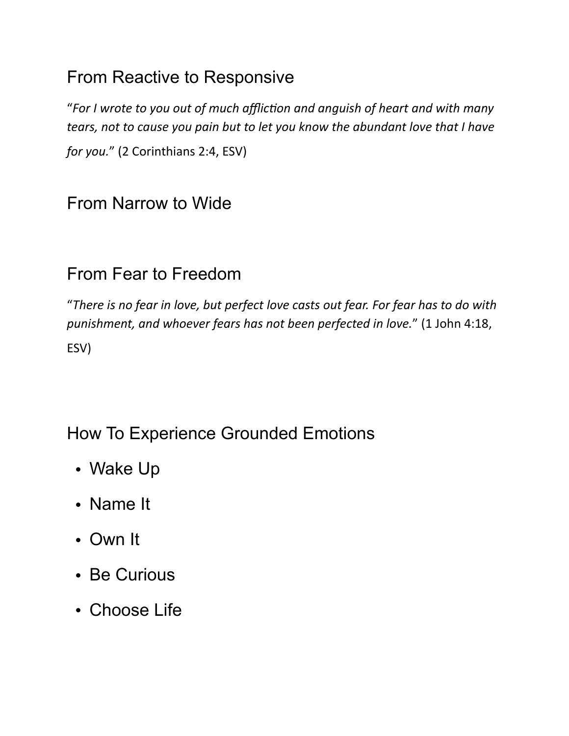## From Reactive to Responsive

"*For I wrote to you out of much affliction and anguish of heart and with many tears, not to cause you pain but to let you know the abundant love that I have for you.*" (2 Corinthians 2:4, ESV)

## From Narrow to Wide

## From Fear to Freedom

"*There is no fear in love, but perfect love casts out fear. For fear has to do with punishment, and whoever fears has not been perfected in love.*" (1 John 4:18, ESV)

## How To Experience Grounded Emotions

- Wake Up
- Name It
- Own It
- Be Curious
- Choose Life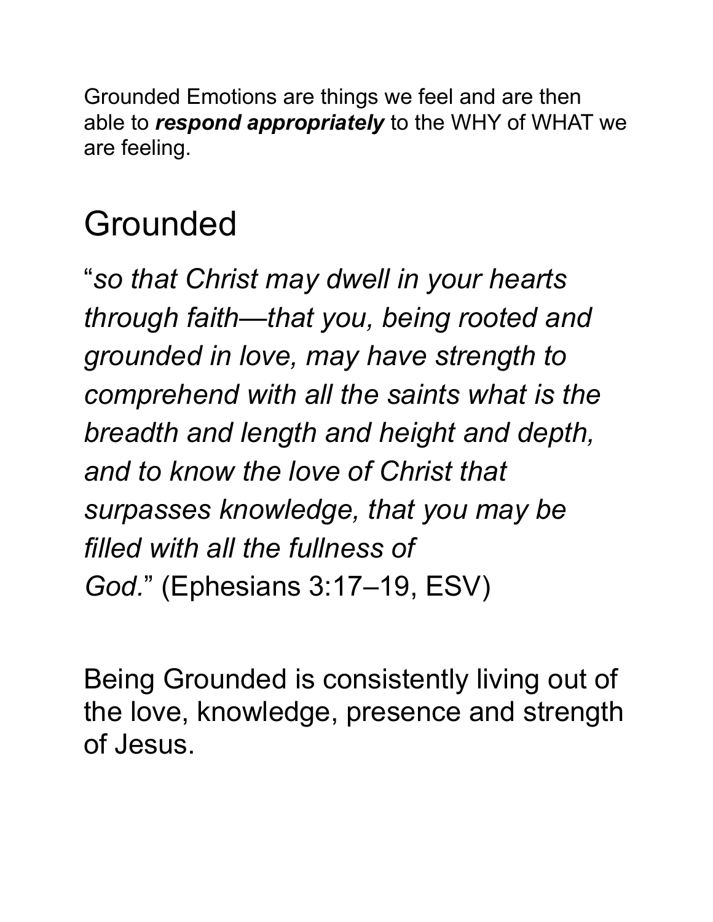Grounded Emotions are things we feel and are then able to ***respond appropriately*** to the WHY of WHAT we are feeling.

# Grounded

"*so that Christ may dwell in your hearts through faith—that you, being rooted and grounded in love, may have strength to comprehend with all the saints what is the breadth and length and height and depth, and to know the love of Christ that surpasses knowledge, that you may be filled with all the fullness of God.*" (Ephesians 3:17–19, ESV)

Being Grounded is consistently living out of the love, knowledge, presence and strength of Jesus.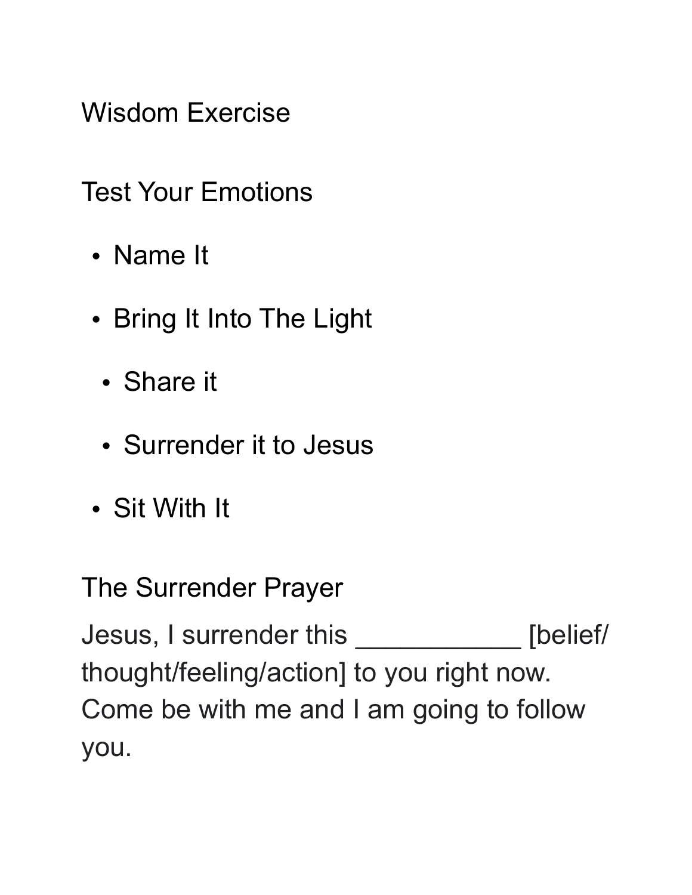# Wisdom Exercise

## Test Your Emotions

- Name It
- Bring It Into The Light
  - Share it
  - Surrender it to Jesus
- Sit With It

## The Surrender Prayer

Jesus, I surrender this ___________ [belief/thought/feeling/action] to you right now. Come be with me and I am going to follow you.